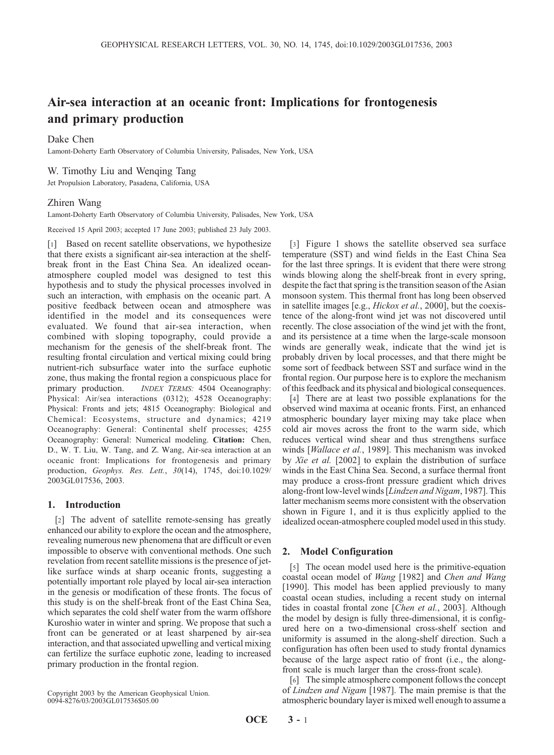# Air-sea interaction at an oceanic front: Implications for frontogenesis and primary production

Dake Chen

Lamont-Doherty Earth Observatory of Columbia University, Palisades, New York, USA

W. Timothy Liu and Wenqing Tang

Jet Propulsion Laboratory, Pasadena, California, USA

Zhiren Wang

Lamont-Doherty Earth Observatory of Columbia University, Palisades, New York, USA

Received 15 April 2003; accepted 17 June 2003; published 23 July 2003.

[1] Based on recent satellite observations, we hypothesize that there exists a significant air-sea interaction at the shelf-break front in the East China Sea. An idealized ocean-atmosphere coupled model was designed to test this hypothesis and to study the physical processes involved in such an interaction, with emphasis on the oceanic part. A positive feedback between ocean and atmosphere was identified in the model and its consequences were evaluated. We found that air-sea interaction, when combined with sloping topography, could provide a mechanism for the genesis of the shelf-break front. The resulting frontal circulation and vertical mixing could bring nutrient-rich subsurface water into the surface euphotic zone, thus making the frontal region a conspicuous place for primary production. *INDEX TERMS:* 4504 Oceanography: Physical: Air/sea interactions (0312); 4528 Oceanography: Physical: Fronts and jets; 4815 Oceanography: Biological and Chemical: Ecosystems, structure and dynamics; 4219 Oceanography: General: Continental shelf processes; 4255 Oceanography: General: Numerical modeling. **Citation:** Chen, D., W. T. Liu, W. Tang, and Z. Wang, Air-sea interaction at an oceanic front: Implications for frontogenesis and primary production, *Geophys. Res. Lett.*, *30*(14), 1745, doi:10.1029/2003GL017536, 2003.

## 1. Introduction

[2] The advent of satellite remote-sensing has greatly enhanced our ability to explore the ocean and the atmosphere, revealing numerous new phenomena that are difficult or even impossible to observe with conventional methods. One such revelation from recent satellite missions is the presence of jet-like surface winds at sharp oceanic fronts, suggesting a potentially important role played by local air-sea interaction in the genesis or modification of these fronts. The focus of this study is on the shelf-break front of the East China Sea, which separates the cold shelf water from the warm offshore Kuroshio water in winter and spring. We propose that such a front can be generated or at least sharpened by air-sea interaction, and that associated upwelling and vertical mixing can fertilize the surface euphotic zone, leading to increased primary production in the frontal region.

Copyright 2003 by the American Geophysical Union.
0094-8276/03/2003GL017536$05.00

[3] Figure 1 shows the satellite observed sea surface temperature (SST) and wind fields in the East China Sea for the last three springs. It is evident that there were strong winds blowing along the shelf-break front in every spring, despite the fact that spring is the transition season of the Asian monsoon system. This thermal front has long been observed in satellite images [e.g., *Hickox et al.*, 2000], but the coexistence of the along-front wind jet was not discovered until recently. The close association of the wind jet with the front, and its persistence at a time when the large-scale monsoon winds are generally weak, indicate that the wind jet is probably driven by local processes, and that there might be some sort of feedback between SST and surface wind in the frontal region. Our purpose here is to explore the mechanism of this feedback and its physical and biological consequences.

[4] There are at least two possible explanations for the observed wind maxima at oceanic fronts. First, an enhanced atmospheric boundary layer mixing may take place when cold air moves across the front to the warm side, which reduces vertical wind shear and thus strengthens surface winds [*Wallace et al.*, 1989]. This mechanism was invoked by *Xie et al.* [2002] to explain the distribution of surface winds in the East China Sea. Second, a surface thermal front may produce a cross-front pressure gradient which drives along-front low-level winds [*Lindzen and Nigam*, 1987]. This latter mechanism seems more consistent with the observation shown in Figure 1, and it is thus explicitly applied to the idealized ocean-atmosphere coupled model used in this study.

## 2. Model Configuration

[5] The ocean model used here is the primitive-equation coastal ocean model of *Wang* [1982] and *Chen and Wang* [1990]. This model has been applied previously to many coastal ocean studies, including a recent study on internal tides in coastal frontal zone [*Chen et al.*, 2003]. Although the model by design is fully three-dimensional, it is configured here on a two-dimensional cross-shelf section and uniformity is assumed in the along-shelf direction. Such a configuration has often been used to study frontal dynamics because of the large aspect ratio of front (i.e., the along-front scale is much larger than the cross-front scale).

[6] The simple atmosphere component follows the concept of *Lindzen and Nigam* [1987]. The main premise is that the atmospheric boundary layer is mixed well enough to assume a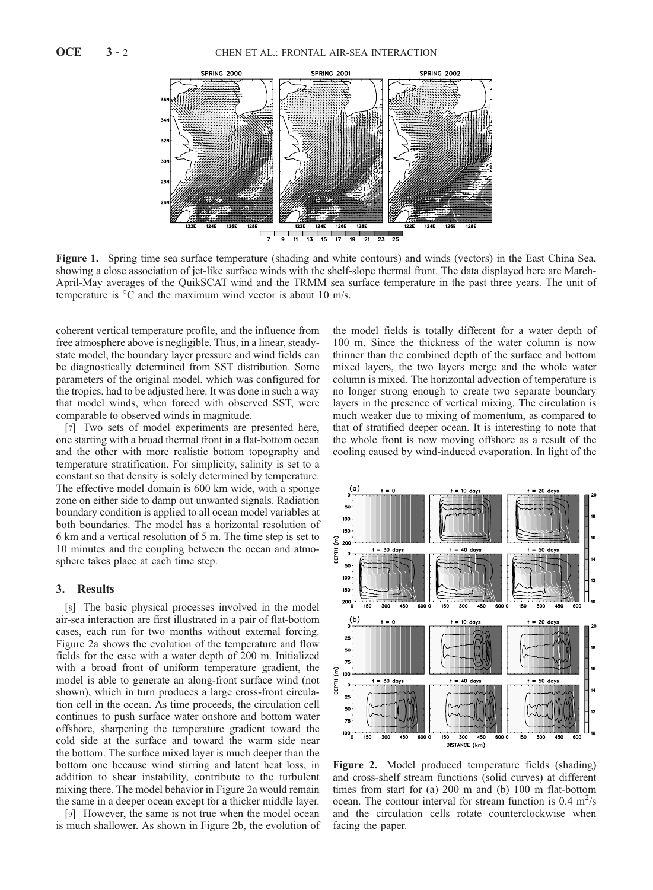**Figure 1.** Spring time sea surface temperature (shading and white contours) and winds (vectors) in the East China Sea, showing a close association of jet-like surface winds with the shelf-slope thermal front. The data displayed here are March-April-May averages of the QuikSCAT wind and the TRMM sea surface temperature in the past three years. The unit of temperature is °C and the maximum wind vector is about 10 m/s.

coherent vertical temperature profile, and the influence from free atmosphere above is negligible. Thus, in a linear, steady-state model, the boundary layer pressure and wind fields can be diagnostically determined from SST distribution. Some parameters of the original model, which was configured for the tropics, had to be adjusted here. It was done in such a way that model winds, when forced with observed SST, were comparable to observed winds in magnitude.

[7] Two sets of model experiments are presented here, one starting with a broad thermal front in a flat-bottom ocean and the other with more realistic bottom topography and temperature stratification. For simplicity, salinity is set to a constant so that density is solely determined by temperature. The effective model domain is 600 km wide, with a sponge zone on either side to damp out unwanted signals. Radiation boundary condition is applied to all ocean model variables at both boundaries. The model has a horizontal resolution of 6 km and a vertical resolution of 5 m. The time step is set to 10 minutes and the coupling between the ocean and atmosphere takes place at each time step.

## 3. Results

[8] The basic physical processes involved in the model air-sea interaction are first illustrated in a pair of flat-bottom cases, each run for two months without external forcing. Figure 2a shows the evolution of the temperature and flow fields for the case with a water depth of 200 m. Initialized with a broad front of uniform temperature gradient, the model is able to generate an along-front surface wind (not shown), which in turn produces a large cross-front circulation cell in the ocean. As time proceeds, the circulation cell continues to push surface water onshore and bottom water offshore, sharpening the temperature gradient toward the cold side at the surface and toward the warm side near the bottom. The surface mixed layer is much deeper than the bottom one because wind stirring and latent heat loss, in addition to shear instability, contribute to the turbulent mixing there. The model behavior in Figure 2a would remain the same in a deeper ocean except for a thicker middle layer.

[9] However, the same is not true when the model ocean is much shallower. As shown in Figure 2b, the evolution of the model fields is totally different for a water depth of 100 m. Since the thickness of the water column is now thinner than the combined depth of the surface and bottom mixed layers, the two layers merge and the whole water column is mixed. The horizontal advection of temperature is no longer strong enough to create two separate boundary layers in the presence of vertical mixing. The circulation is much weaker due to mixing of momentum, as compared to that of stratified deeper ocean. It is interesting to note that the whole front is now moving offshore as a result of the cooling caused by wind-induced evaporation. In light of the

**Figure 2.** Model produced temperature fields (shading) and cross-shelf stream functions (solid curves) at different times from start for (a) 200 m and (b) 100 m flat-bottom ocean. The contour interval for stream function is 0.4 $m^2/s$ and the circulation cells rotate counterclockwise when facing the paper.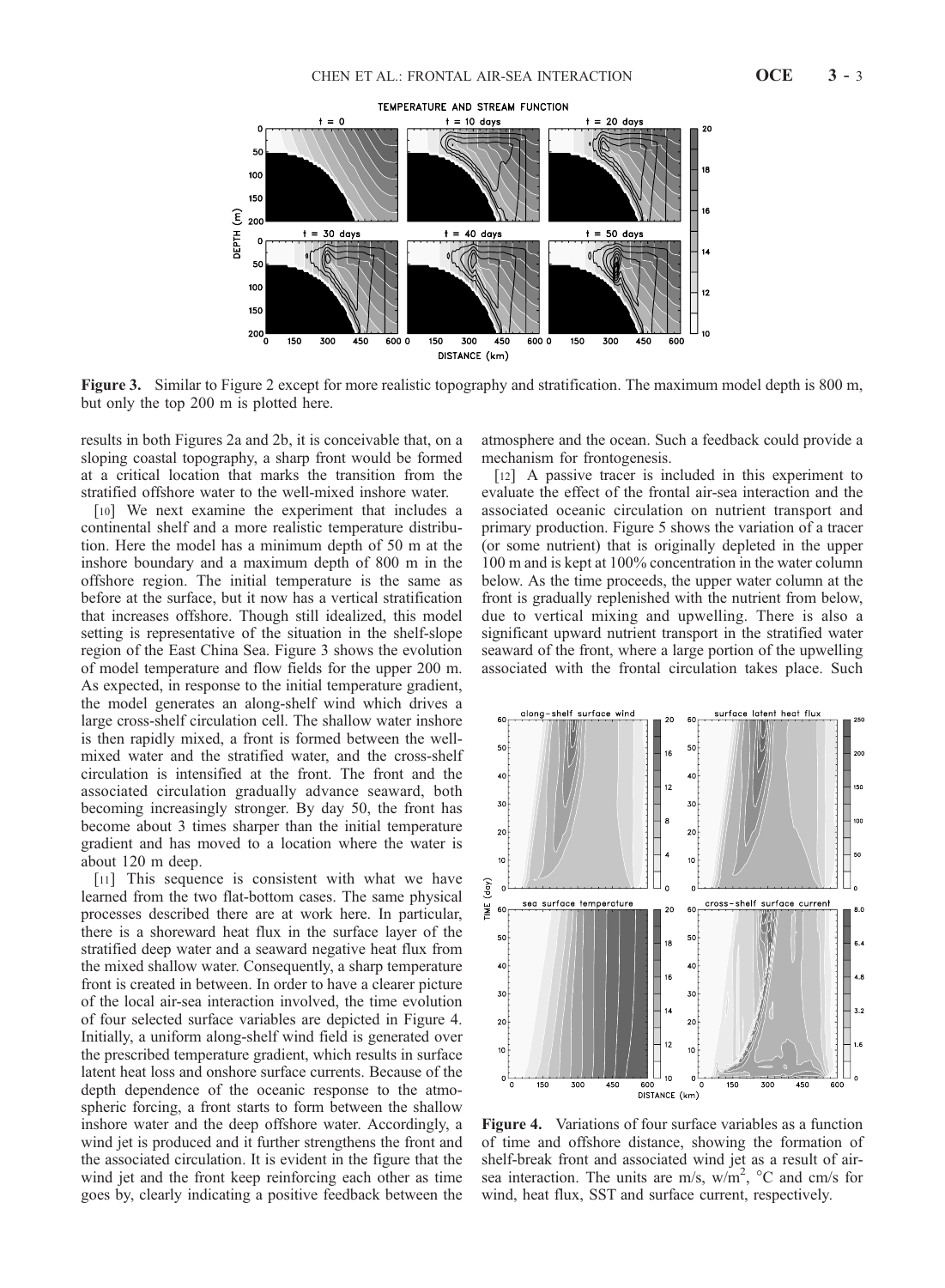**Figure 3.** Similar to Figure 2 except for more realistic topography and stratification. The maximum model depth is 800 m, but only the top 200 m is plotted here.

results in both Figures 2a and 2b, it is conceivable that, on a sloping coastal topography, a sharp front would be formed at a critical location that marks the transition from the stratified offshore water to the well-mixed inshore water.

[10] We next examine the experiment that includes a continental shelf and a more realistic temperature distribution. Here the model has a minimum depth of 50 m at the inshore boundary and a maximum depth of 800 m in the offshore region. The initial temperature is the same as before at the surface, but it now has a vertical stratification that increases offshore. Though still idealized, this model setting is representative of the situation in the shelf-slope region of the East China Sea. Figure 3 shows the evolution of model temperature and flow fields for the upper 200 m. As expected, in response to the initial temperature gradient, the model generates an along-shelf wind which drives a large cross-shelf circulation cell. The shallow water inshore is then rapidly mixed, a front is formed between the well-mixed water and the stratified water, and the cross-shelf circulation is intensified at the front. The front and the associated circulation gradually advance seaward, both becoming increasingly stronger. By day 50, the front has become about 3 times sharper than the initial temperature gradient and has moved to a location where the water is about 120 m deep.

[11] This sequence is consistent with what we have learned from the two flat-bottom cases. The same physical processes described there are at work here. In particular, there is a shoreward heat flux in the surface layer of the stratified deep water and a seaward negative heat flux from the mixed shallow water. Consequently, a sharp temperature front is created in between. In order to have a clearer picture of the local air-sea interaction involved, the time evolution of four selected surface variables are depicted in Figure 4. Initially, a uniform along-shelf wind field is generated over the prescribed temperature gradient, which results in surface latent heat loss and onshore surface currents. Because of the depth dependence of the oceanic response to the atmospheric forcing, a front starts to form between the shallow inshore water and the deep offshore water. Accordingly, a wind jet is produced and it further strengthens the front and the associated circulation. It is evident in the figure that the wind jet and the front keep reinforcing each other as time goes by, clearly indicating a positive feedback between the atmosphere and the ocean. Such a feedback could provide a mechanism for frontogenesis.

[12] A passive tracer is included in this experiment to evaluate the effect of the frontal air-sea interaction and the associated oceanic circulation on nutrient transport and primary production. Figure 5 shows the variation of a tracer (or some nutrient) that is originally depleted in the upper 100 m and is kept at 100% concentration in the water column below. As the time proceeds, the upper water column at the front is gradually replenished with the nutrient from below, due to vertical mixing and upwelling. There is also a significant upward nutrient transport in the stratified water seaward of the front, where a large portion of the upwelling associated with the frontal circulation takes place. Such

**Figure 4.** Variations of four surface variables as a function of time and offshore distance, showing the formation of shelf-break front and associated wind jet as a result of air-sea interaction. The units are m/s, w/m$^2$, °C and cm/s for wind, heat flux, SST and surface current, respectively.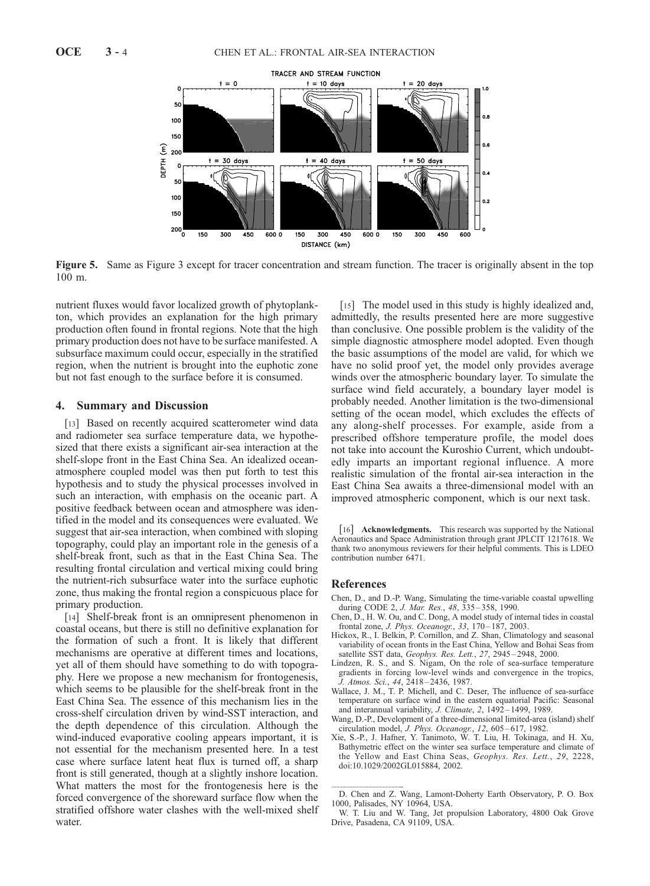TRACER AND STREAM FUNCTION

t = 0

t = 10 days

t = 20 days

t = 30 days

t = 40 days

t = 50 days

DEPTH (m)

DISTANCE (km)

0
50
100
150
200

0 150 300 450 600

1.0
0.8
0.6
0.4
0.2
0

**Figure 5.** Same as Figure 3 except for tracer concentration and stream function. The tracer is originally absent in the top 100 m.

nutrient fluxes would favor localized growth of phytoplankton, which provides an explanation for the high primary production often found in frontal regions. Note that the high primary production does not have to be surface manifested. A subsurface maximum could occur, especially in the stratified region, when the nutrient is brought into the euphotic zone but not fast enough to the surface before it is consumed.

## 4. Summary and Discussion

[13] Based on recently acquired scatterometer wind data and radiometer sea surface temperature data, we hypothesized that there exists a significant air-sea interaction at the shelf-slope front in the East China Sea. An idealized ocean-atmosphere coupled model was then put forth to test this hypothesis and to study the physical processes involved in such an interaction, with emphasis on the oceanic part. A positive feedback between ocean and atmosphere was identified in the model and its consequences were evaluated. We suggest that air-sea interaction, when combined with sloping topography, could play an important role in the genesis of a shelf-break front, such as that in the East China Sea. The resulting frontal circulation and vertical mixing could bring the nutrient-rich subsurface water into the surface euphotic zone, thus making the frontal region a conspicuous place for primary production.

[14] Shelf-break front is an omnipresent phenomenon in coastal oceans, but there is still no definitive explanation for the formation of such a front. It is likely that different mechanisms are operative at different times and locations, yet all of them should have something to do with topography. Here we propose a new mechanism for frontogenesis, which seems to be plausible for the shelf-break front in the East China Sea. The essence of this mechanism lies in the cross-shelf circulation driven by wind-SST interaction, and the depth dependence of this circulation. Although the wind-induced evaporative cooling appears important, it is not essential for the mechanism presented here. In a test case where surface latent heat flux is turned off, a sharp front is still generated, though at a slightly inshore location. What matters the most for the frontogenesis here is the forced convergence of the shoreward surface flow when the stratified offshore water clashes with the well-mixed shelf water.

[15] The model used in this study is highly idealized and, admittedly, the results presented here are more suggestive than conclusive. One possible problem is the validity of the simple diagnostic atmosphere model adopted. Even though the basic assumptions of the model are valid, for which we have no solid proof yet, the model only provides average winds over the atmospheric boundary layer. To simulate the surface wind field accurately, a boundary layer model is probably needed. Another limitation is the two-dimensional setting of the ocean model, which excludes the effects of any along-shelf processes. For example, aside from a prescribed offshore temperature profile, the model does not take into account the Kuroshio Current, which undoubtedly imparts an important regional influence. A more realistic simulation of the frontal air-sea interaction in the East China Sea awaits a three-dimensional model with an improved atmospheric component, which is our next task.

[16] **Acknowledgments.** This research was supported by the National Aeronautics and Space Administration through grant JPLCIT 1217618. We thank two anonymous reviewers for their helpful comments. This is LDEO contribution number 6471.

## References

Chen, D., and D.-P. Wang, Simulating the time-variable coastal upwelling during CODE 2, *J. Mar. Res.*, *48*, 335–358, 1990.

Chen, D., H. W. Ou, and C. Dong, A model study of internal tides in coastal frontal zone, *J. Phys. Oceanogr.*, *33*, 170–187, 2003.

Hickox, R., I. Belkin, P. Cornillon, and Z. Shan, Climatology and seasonal variability of ocean fronts in the East China, Yellow and Bohai Seas from satellite SST data, *Geophys. Res. Lett.*, *27*, 2945–2948, 2000.

Lindzen, R. S., and S. Nigam, On the role of sea-surface temperature gradients in forcing low-level winds and convergence in the tropics, *J. Atmos. Sci.*, *44*, 2418–2436, 1987.

Wallace, J. M., T. P. Michell, and C. Deser, The influence of sea-surface temperature on surface wind in the eastern equatorial Pacific: Seasonal and interannual variability, *J. Climate*, *2*, 1492–1499, 1989.

Wang, D.-P., Development of a three-dimensional limited-area (island) shelf circulation model, *J. Phys. Oceanogr.*, *12*, 605–617, 1982.

Xie, S.-P., J. Hafner, Y. Tanimoto, W. T. Liu, H. Tokinaga, and H. Xu, Bathymetric effect on the winter sea surface temperature and climate of the Yellow and East China Seas, *Geophys. Res. Lett.*, *29*, 2228, doi:10.1029/2002GL015884, 2002.

---

D. Chen and Z. Wang, Lamont-Doherty Earth Observatory, P. O. Box 1000, Palisades, NY 10964, USA.

W. T. Liu and W. Tang, Jet propulsion Laboratory, 4800 Oak Grove Drive, Pasadena, CA 91109, USA.